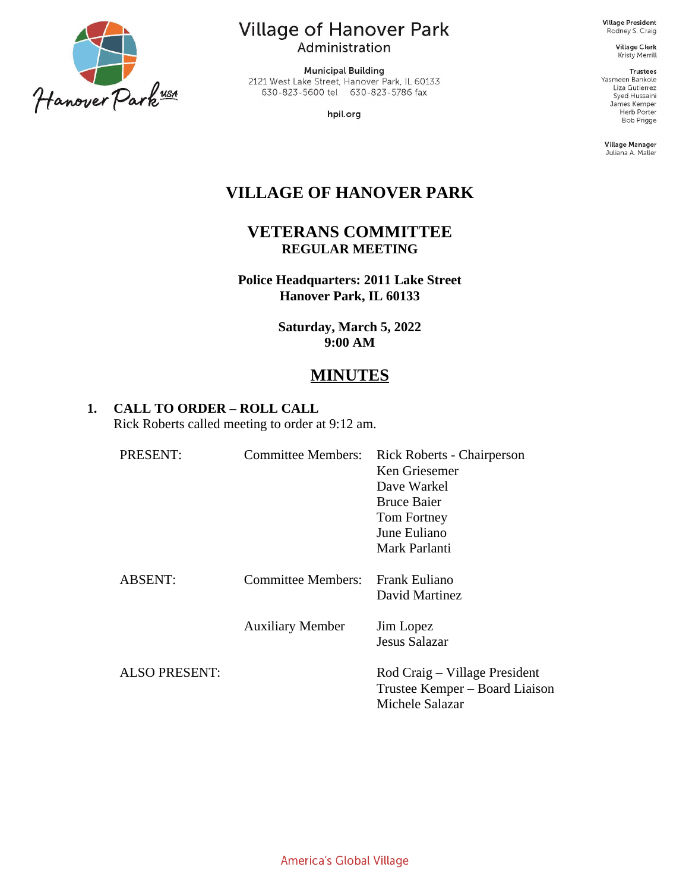# Village of Hanover Park
## Administration

**Municipal Building**
2121 West Lake Street, Hanover Park, IL 60133
630-823-5600 tel 630-823-5786 fax

hpil.org

**Village President**
Rodney S. Craig

**Village Clerk**
Kristy Merrill

**Trustees**
Yasmeen Bankole
Liza Gutierrez
Syed Hussaini
James Kemper
Herb Porter
Bob Prigge

**Village Manager**
Juliana A. Maller

# VILLAGE OF HANOVER PARK

## VETERANS COMMITTEE
### REGULAR MEETING

**Police Headquarters: 2011 Lake Street**
**Hanover Park, IL 60133**

**Saturday, March 5, 2022**
**9:00 AM**

## MINUTES

**1. CALL TO ORDER – ROLL CALL**

Rick Roberts called meeting to order at 9:12 am.

| | | |
|---|---|---|
| PRESENT: | Committee Members: | Rick Roberts - Chairperson<br>Ken Griesemer<br>Dave Warkel<br>Bruce Baier<br>Tom Fortney<br>June Euliano<br>Mark Parlanti |
| ABSENT: | Committee Members: | Frank Euliano<br>David Martinez |
| | Auxiliary Member | Jim Lopez<br>Jesus Salazar |
| ALSO PRESENT: | | Rod Craig – Village President<br>Trustee Kemper – Board Liaison<br>Michele Salazar |

America's Global Village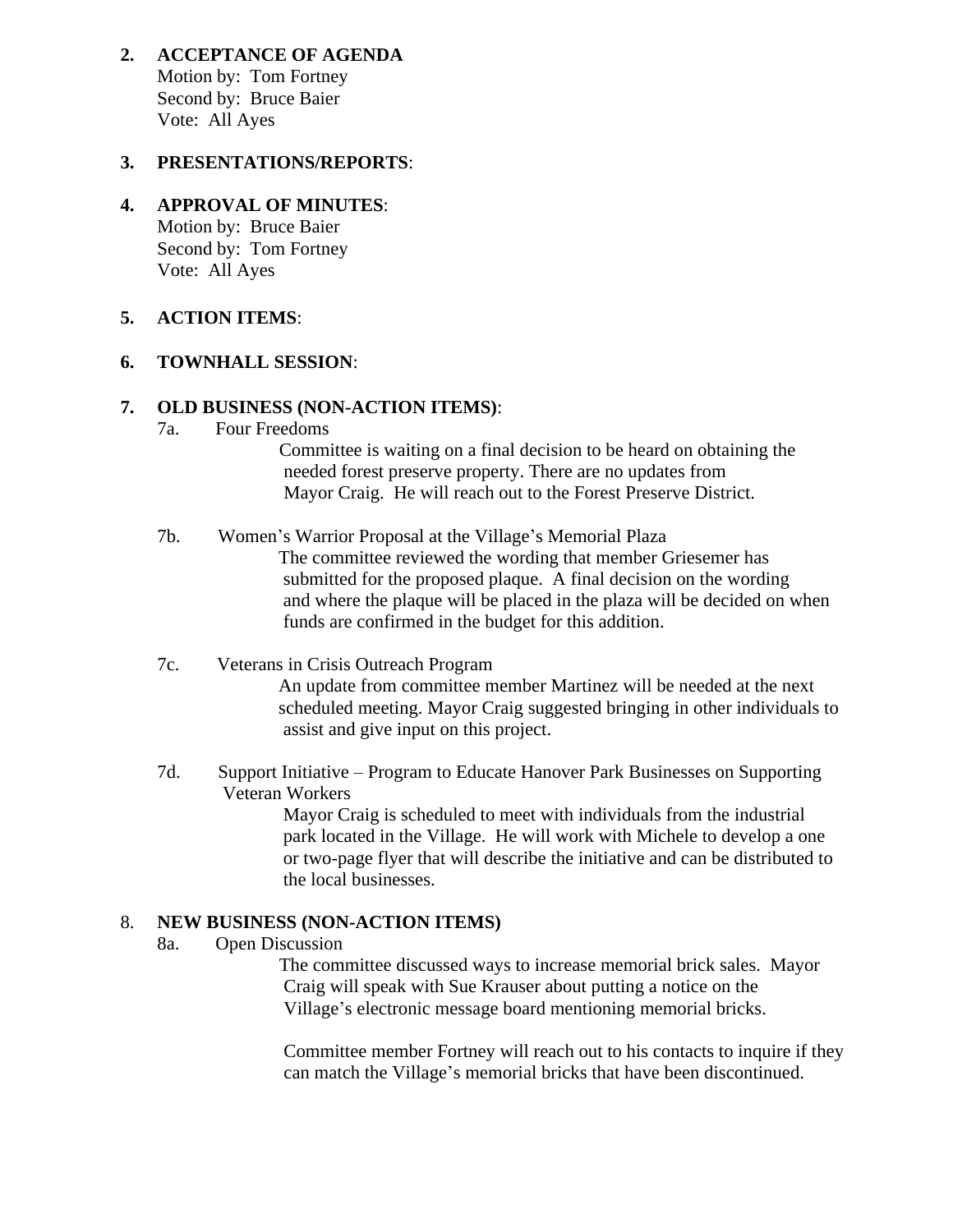**2. ACCEPTANCE OF AGENDA**
Motion by: Tom Fortney
Second by: Bruce Baier
Vote: All Ayes

**3. PRESENTATIONS/REPORTS**:

**4. APPROVAL OF MINUTES**:
Motion by: Bruce Baier
Second by: Tom Fortney
Vote: All Ayes

**5. ACTION ITEMS**:

**6. TOWNHALL SESSION**:

**7. OLD BUSINESS (NON-ACTION ITEMS)**:

7a. Four Freedoms

Committee is waiting on a final decision to be heard on obtaining the needed forest preserve property. There are no updates from Mayor Craig. He will reach out to the Forest Preserve District.

7b. Women's Warrior Proposal at the Village's Memorial Plaza

The committee reviewed the wording that member Griesemer has submitted for the proposed plaque. A final decision on the wording and where the plaque will be placed in the plaza will be decided on when funds are confirmed in the budget for this addition.

7c. Veterans in Crisis Outreach Program

An update from committee member Martinez will be needed at the next scheduled meeting. Mayor Craig suggested bringing in other individuals to assist and give input on this project.

7d. Support Initiative – Program to Educate Hanover Park Businesses on Supporting Veteran Workers

Mayor Craig is scheduled to meet with individuals from the industrial park located in the Village. He will work with Michele to develop a one or two-page flyer that will describe the initiative and can be distributed to the local businesses.

8. **NEW BUSINESS (NON-ACTION ITEMS)**

8a. Open Discussion

The committee discussed ways to increase memorial brick sales. Mayor Craig will speak with Sue Krauser about putting a notice on the Village's electronic message board mentioning memorial bricks.

Committee member Fortney will reach out to his contacts to inquire if they can match the Village's memorial bricks that have been discontinued.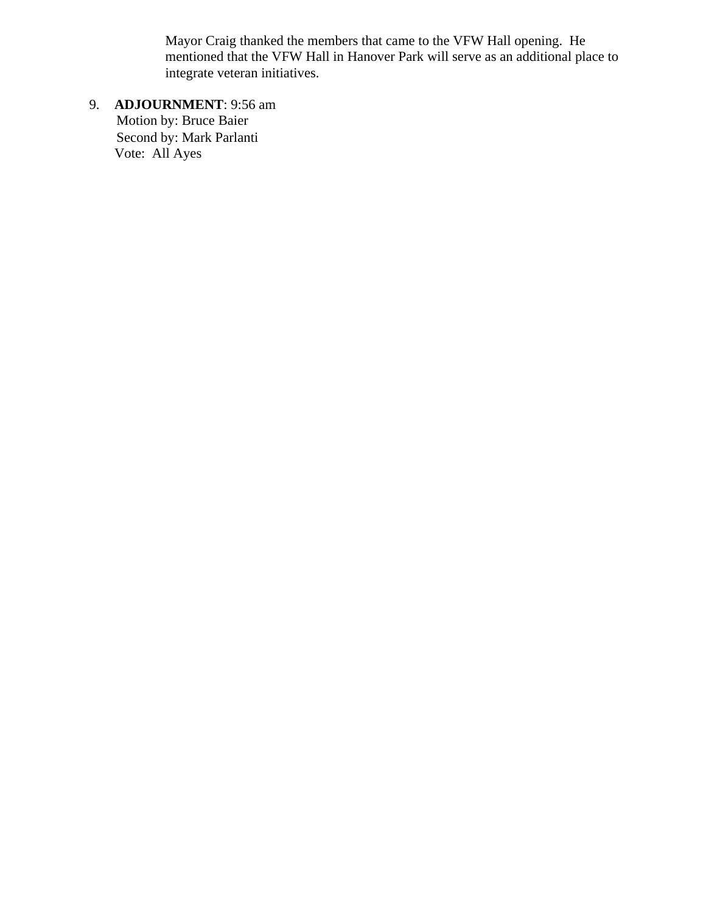Mayor Craig thanked the members that came to the VFW Hall opening. He mentioned that the VFW Hall in Hanover Park will serve as an additional place to integrate veteran initiatives.

9. **ADJOURNMENT**: 9:56 am
   Motion by: Bruce Baier
   Second by: Mark Parlanti
   Vote: All Ayes